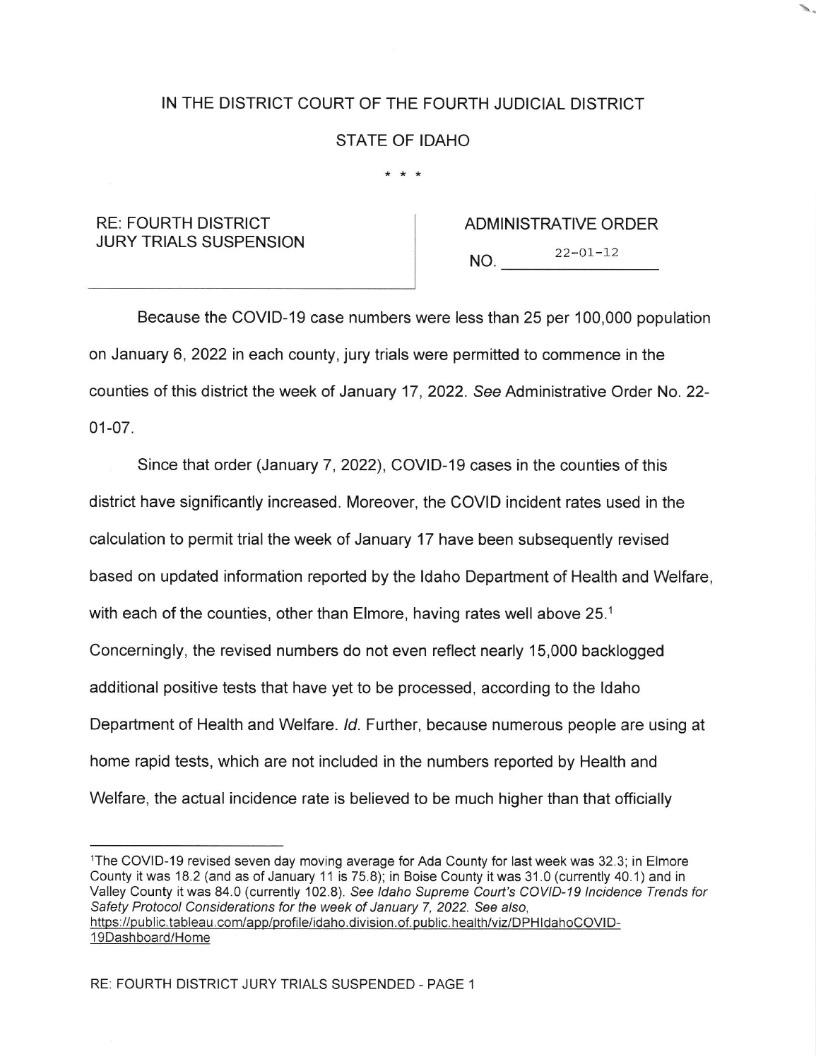IN THE DISTRICT COURT OF THE FOURTH JUDICIAL DISTRICT

STATE OF IDAHO

\* \* \*

| RE: FOURTH DISTRICT JURY TRIALS SUSPENSION | ADMINISTRATIVE ORDER NO. 22-01-12 |
|---|---|

Because the COVID-19 case numbers were less than 25 per 100,000 population on January 6, 2022 in each county, jury trials were permitted to commence in the counties of this district the week of January 17, 2022. *See* Administrative Order No. 22-01-07.

Since that order (January 7, 2022), COVID-19 cases in the counties of this district have significantly increased. Moreover, the COVID incident rates used in the calculation to permit trial the week of January 17 have been subsequently revised based on updated information reported by the Idaho Department of Health and Welfare, with each of the counties, other than Elmore, having rates well above 25.[1] Concerningly, the revised numbers do not even reflect nearly 15,000 backlogged additional positive tests that have yet to be processed, according to the Idaho Department of Health and Welfare. *Id.* Further, because numerous people are using at home rapid tests, which are not included in the numbers reported by Health and Welfare, the actual incidence rate is believed to be much higher than that officially

---

[1] The COVID-19 revised seven day moving average for Ada County for last week was 32.3; in Elmore County it was 18.2 (and as of January 11 is 75.8); in Boise County it was 31.0 (currently 40.1) and in Valley County it was 84.0 (currently 102.8). *See Idaho Supreme Court's COVID-19 Incidence Trends for Safety Protocol Considerations for the week of January 7, 2022. See also,* https://public.tableau.com/app/profile/idaho.division.of.public.health/viz/DPHIdahoCOVID-19Dashboard/Home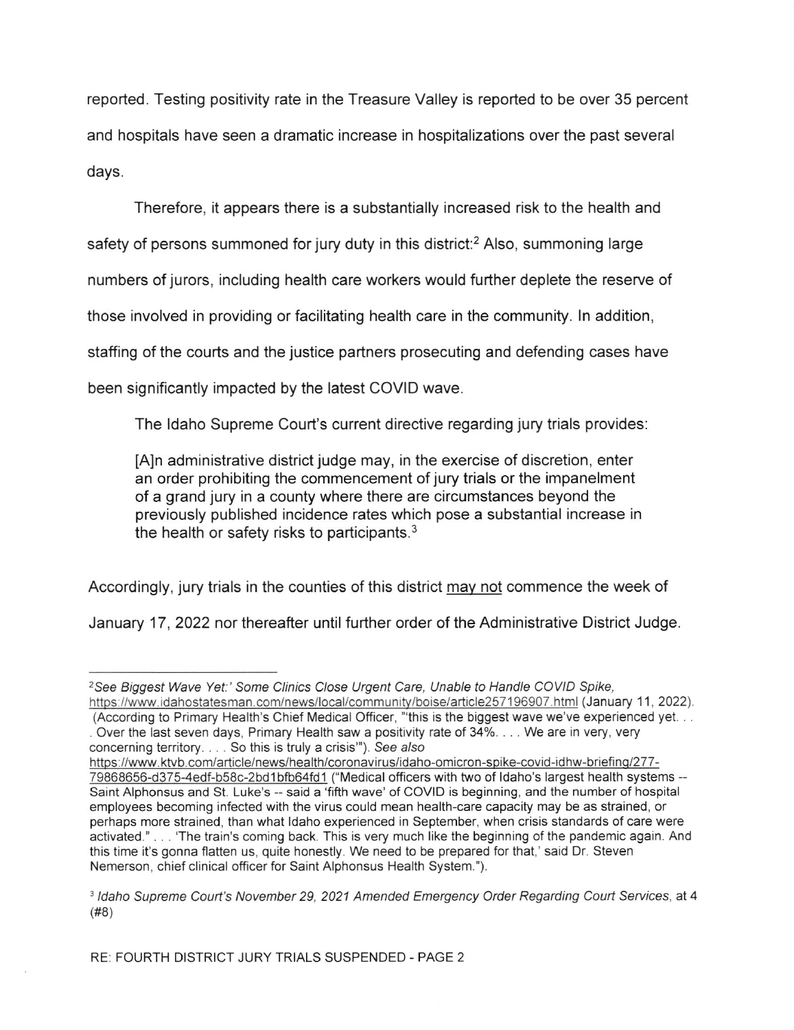reported. Testing positivity rate in the Treasure Valley is reported to be over 35 percent and hospitals have seen a dramatic increase in hospitalizations over the past several days.

Therefore, it appears there is a substantially increased risk to the health and safety of persons summoned for jury duty in this district:[2] Also, summoning large numbers of jurors, including health care workers would further deplete the reserve of those involved in providing or facilitating health care in the community. In addition, staffing of the courts and the justice partners prosecuting and defending cases have been significantly impacted by the latest COVID wave.

The Idaho Supreme Court's current directive regarding jury trials provides:

> [A]n administrative district judge may, in the exercise of discretion, enter an order prohibiting the commencement of jury trials or the impanelment of a grand jury in a county where there are circumstances beyond the previously published incidence rates which pose a substantial increase in the health or safety risks to participants.[3]

Accordingly, jury trials in the counties of this district <u>may not</u> commence the week of January 17, 2022 nor thereafter until further order of the Administrative District Judge.

---

[2] *See Biggest Wave Yet:' Some Clinics Close Urgent Care, Unable to Handle COVID Spike,* https://www.idahostatesman.com/news/local/community/boise/article257196907.html (January 11, 2022). (According to Primary Health's Chief Medical Officer, "'this is the biggest wave we've experienced yet. . . . Over the last seven days, Primary Health saw a positivity rate of 34%. . . . We are in very, very concerning territory. . . . So this is truly a crisis'"). *See also* https://www.ktvb.com/article/news/health/coronavirus/idaho-omicron-spike-covid-idhw-briefing/277-79868656-d375-4edf-b58c-2bd1bfb64fd1 ("Medical officers with two of Idaho's largest health systems -- Saint Alphonsus and St. Luke's -- said a 'fifth wave' of COVID is beginning, and the number of hospital employees becoming infected with the virus could mean health-care capacity may be as strained, or perhaps more strained, than what Idaho experienced in September, when crisis standards of care were activated." . . . 'The train's coming back. This is very much like the beginning of the pandemic again. And this time it's gonna flatten us, quite honestly. We need to be prepared for that,' said Dr. Steven Nemerson, chief clinical officer for Saint Alphonsus Health System.").

[3] *Idaho Supreme Court's November 29, 2021 Amended Emergency Order Regarding Court Services*, at 4 (#8)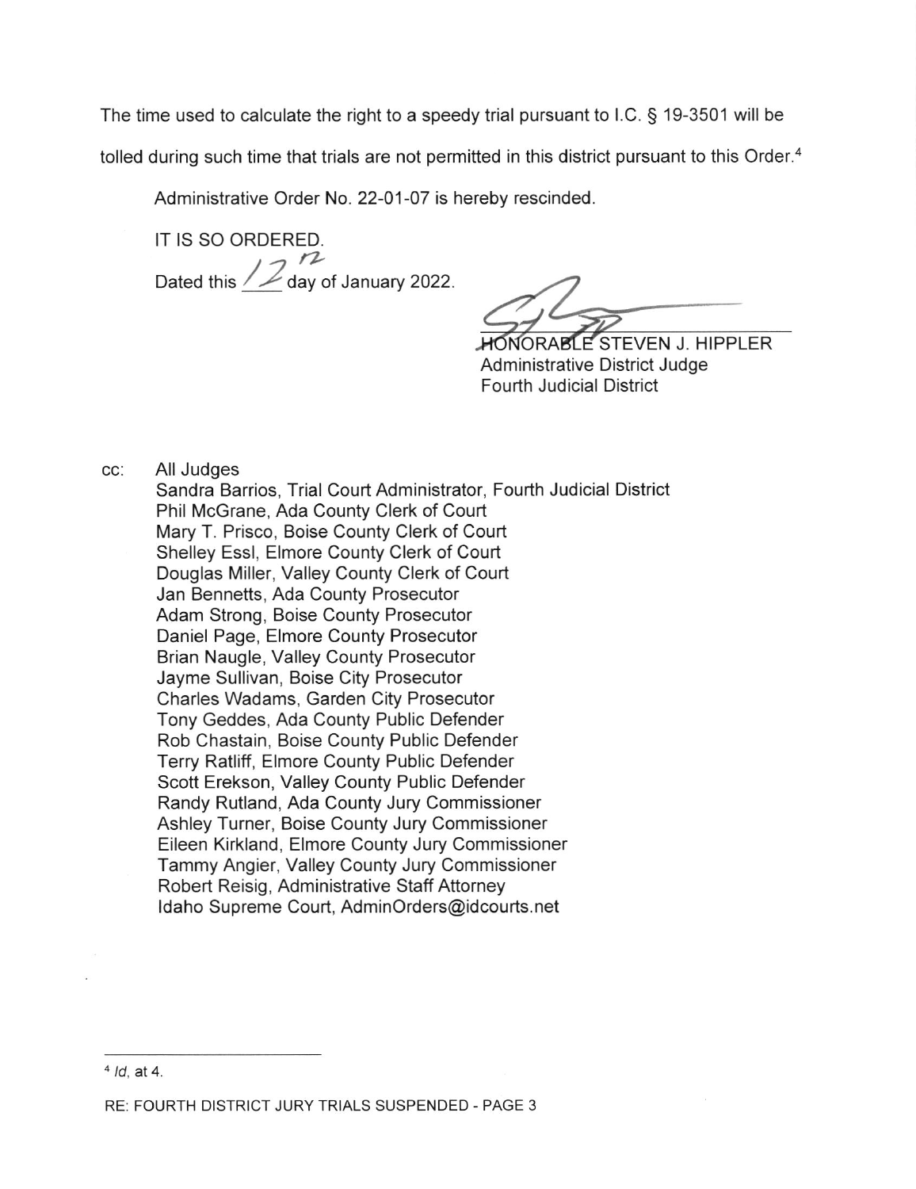The time used to calculate the right to a speedy trial pursuant to I.C. § 19-3501 will be tolled during such time that trials are not permitted in this district pursuant to this Order.[4]

Administrative Order No. 22-01-07 is hereby rescinded.

IT IS SO ORDERED.

Dated this 12th day of January 2022.

HONORABLE STEVEN J. HIPPLER
Administrative District Judge
Fourth Judicial District

cc: All Judges
Sandra Barrios, Trial Court Administrator, Fourth Judicial District
Phil McGrane, Ada County Clerk of Court
Mary T. Prisco, Boise County Clerk of Court
Shelley Essl, Elmore County Clerk of Court
Douglas Miller, Valley County Clerk of Court
Jan Bennetts, Ada County Prosecutor
Adam Strong, Boise County Prosecutor
Daniel Page, Elmore County Prosecutor
Brian Naugle, Valley County Prosecutor
Jayme Sullivan, Boise City Prosecutor
Charles Wadams, Garden City Prosecutor
Tony Geddes, Ada County Public Defender
Rob Chastain, Boise County Public Defender
Terry Ratliff, Elmore County Public Defender
Scott Erekson, Valley County Public Defender
Randy Rutland, Ada County Jury Commissioner
Ashley Turner, Boise County Jury Commissioner
Eileen Kirkland, Elmore County Jury Commissioner
Tammy Angier, Valley County Jury Commissioner
Robert Reisig, Administrative Staff Attorney
Idaho Supreme Court, AdminOrders@idcourts.net

[4] *Id*, at 4.

RE: FOURTH DISTRICT JURY TRIALS SUSPENDED - PAGE 3